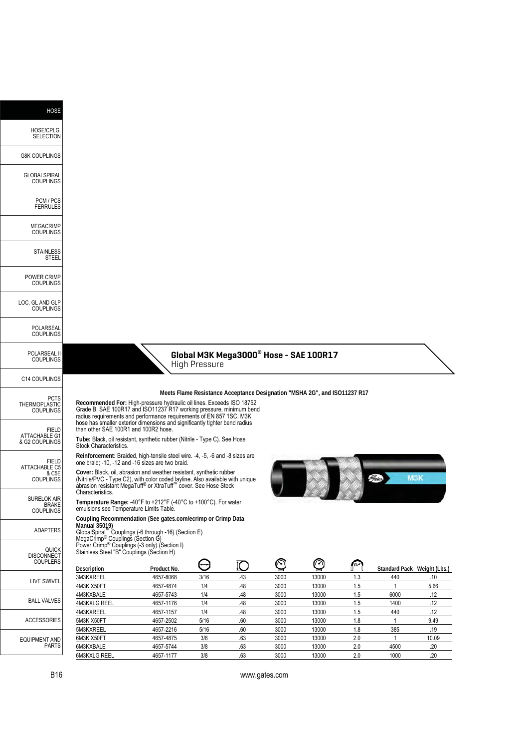## Global M3K Mega3000® Hose - SAE 100R17

High Pressure

**Meets Flame Resistance Acceptance Designation "MSHA 2G", and ISO11237 R17**

**Recommended For:** High-pressure hydraulic oil lines. Exceeds ISO 18752 Grade B, SAE 100R17 and ISO11237 R17 working pressure, minimum bend radius requirements and performance requirements of EN 857 1SC. M3K hose has smaller exterior dimensions and significantly tighter bend radius than other SAE 100R1 and 100R2 hose.

**Tube:** Black, oil resistant, synthetic rubber (Nitrile - Type C). See Hose Stock Characteristics.

**Reinforcement:** Braided, high-tensile steel wire. -4, -5, -6 and -8 sizes are one braid; -10, -12 and -16 sizes are two braid.

**Cover:** Black, oil, abrasion and weather resistant, synthetic rubber (Nitrile/PVC - Type C2), with color coded layline. Also available with unique abrasion resistant MegaTuff® or XtraTuff™ cover. See Hose Stock Characteristics.

**Temperature Range:** -40°F to +212°F (-40°C to +100°C). For water emulsions see Temperature Limits Table.

**Coupling Recommendation (See gates.com/ecrimp or Crimp Data Manual 35019)**
GlobalSpiral™ Couplings (-6 through -16) (Section E)
MegaCrimp® Couplings (Section G)
Power Crimp® Couplings (-3 only) (Section I)
Stainless Steel "B" Couplings (Section H)

| Description | Product No. | | | | | | Standard Pack | Weight (Lbs.) |
|---|---|---|---|---|---|---|---|---|
| 3M3KXREEL | 4657-8068 | 3/16 | .43 | 3000 | 13000 | 1.3 | 440 | .10 |
| 4M3K X50FT | 4657-4874 | 1/4 | .48 | 3000 | 13000 | 1.5 | 1 | 5.66 |
| 4M3KXBALE | 4657-5743 | 1/4 | .48 | 3000 | 13000 | 1.5 | 6000 | .12 |
| 4M3KXLG REEL | 4657-1176 | 1/4 | .48 | 3000 | 13000 | 1.5 | 1400 | .12 |
| 4M3KXREEL | 4657-1157 | 1/4 | .48 | 3000 | 13000 | 1.5 | 440 | .12 |
| 5M3K X50FT | 4657-2502 | 5/16 | .60 | 3000 | 13000 | 1.8 | 1 | 9.49 |
| 5M3KXREEL | 4657-2216 | 5/16 | .60 | 3000 | 13000 | 1.8 | 385 | .19 |
| 6M3K X50FT | 4657-4875 | 3/8 | .63 | 3000 | 13000 | 2.0 | 1 | 10.09 |
| 6M3KXBALE | 4657-5744 | 3/8 | .63 | 3000 | 13000 | 2.0 | 4500 | .20 |
| 6M3KXLG REEL | 4657-1177 | 3/8 | .63 | 3000 | 13000 | 2.0 | 1000 | .20 |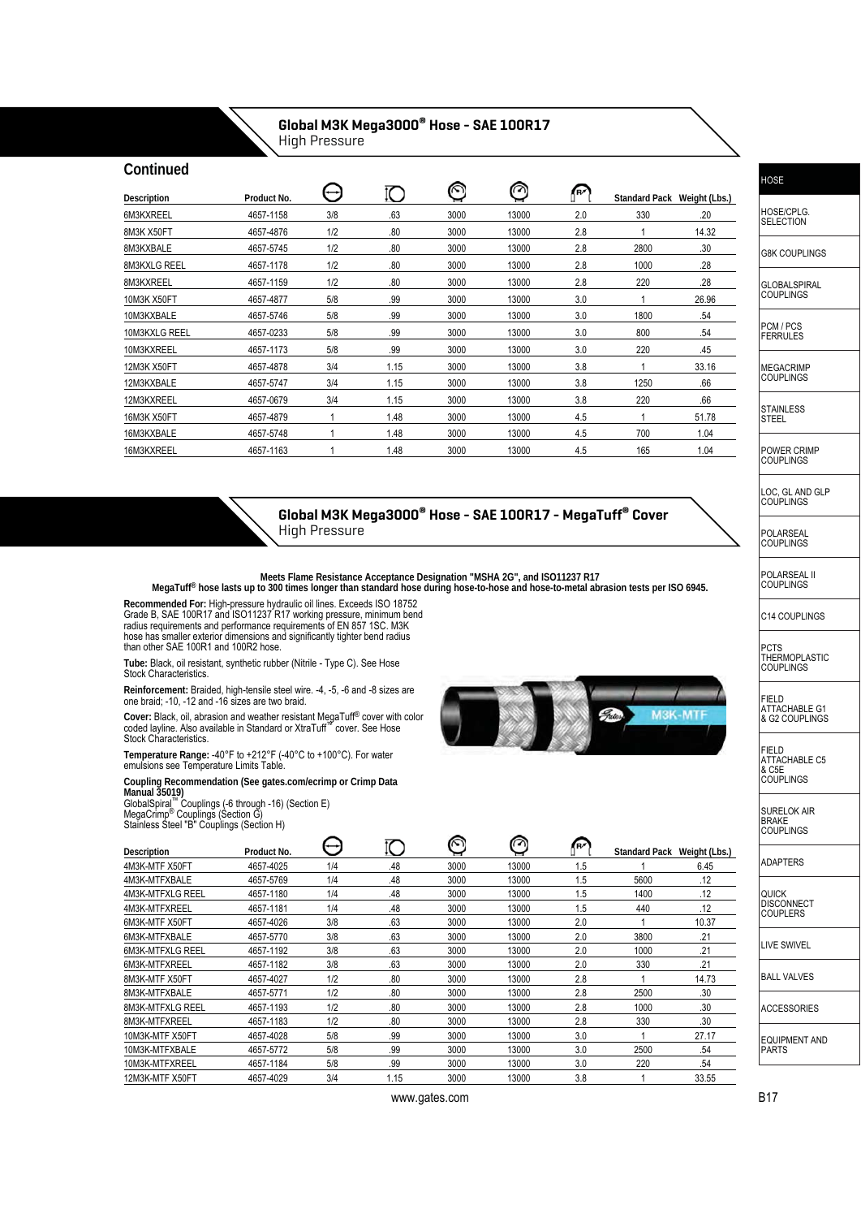## Global M3K Mega3000® Hose - SAE 100R17
High Pressure

### Continued

| Description | Product No. | | | | | | Standard Pack | Weight (Lbs.) |
|---|---|---|---|---|---|---|---|---|
| 6M3KXREEL | 4657-1158 | 3/8 | .63 | 3000 | 13000 | 2.0 | 330 | .20 |
| 8M3K X50FT | 4657-4876 | 1/2 | .80 | 3000 | 13000 | 2.8 | 1 | 14.32 |
| 8M3KXBALE | 4657-5745 | 1/2 | .80 | 3000 | 13000 | 2.8 | 2800 | .30 |
| 8M3KXLG REEL | 4657-1178 | 1/2 | .80 | 3000 | 13000 | 2.8 | 1000 | .28 |
| 8M3KXREEL | 4657-1159 | 1/2 | .80 | 3000 | 13000 | 2.8 | 220 | .28 |
| 10M3K X50FT | 4657-4877 | 5/8 | .99 | 3000 | 13000 | 3.0 | 1 | 26.96 |
| 10M3KXBALE | 4657-5746 | 5/8 | .99 | 3000 | 13000 | 3.0 | 1800 | .54 |
| 10M3KXLG REEL | 4657-0233 | 5/8 | .99 | 3000 | 13000 | 3.0 | 800 | .54 |
| 10M3KXREEL | 4657-1173 | 5/8 | .99 | 3000 | 13000 | 3.0 | 220 | .45 |
| 12M3K X50FT | 4657-4878 | 3/4 | 1.15 | 3000 | 13000 | 3.8 | 1 | 33.16 |
| 12M3KXBALE | 4657-5747 | 3/4 | 1.15 | 3000 | 13000 | 3.8 | 1250 | .66 |
| 12M3KXREEL | 4657-0679 | 3/4 | 1.15 | 3000 | 13000 | 3.8 | 220 | .66 |
| 16M3K X50FT | 4657-4879 | 1 | 1.48 | 3000 | 13000 | 4.5 | 1 | 51.78 |
| 16M3KXBALE | 4657-5748 | 1 | 1.48 | 3000 | 13000 | 4.5 | 700 | 1.04 |
| 16M3KXREEL | 4657-1163 | 1 | 1.48 | 3000 | 13000 | 4.5 | 165 | 1.04 |

## Global M3K Mega3000® Hose - SAE 100R17 - MegaTuff® Cover
High Pressure

**Meets Flame Resistance Acceptance Designation "MSHA 2G", and ISO11237 R17**
**MegaTuff® hose lasts up to 300 times longer than standard hose during hose-to-hose and hose-to-metal abrasion tests per ISO 6945.**

**Recommended For:** High-pressure hydraulic oil lines. Exceeds ISO 18752 Grade B, SAE 100R17 and ISO11237 R17 working pressure, minimum bend radius requirements and performance requirements of EN 857 1SC. M3K hose has smaller exterior dimensions and significantly tighter bend radius than other SAE 100R1 and 100R2 hose.

**Tube:** Black, oil resistant, synthetic rubber (Nitrile - Type C). See Hose Stock Characteristics.

**Reinforcement:** Braided, high-tensile steel wire. -4, -5, -6 and -8 sizes are one braid; -10, -12 and -16 sizes are two braid.

**Cover:** Black, oil, abrasion and weather resistant MegaTuff® cover with color coded layline. Also available in Standard or XtraTuff™ cover. See Hose Stock Characteristics.

**Temperature Range:** -40°F to +212°F (-40°C to +100°C). For water emulsions see Temperature Limits Table.

**Coupling Recommendation (See gates.com/ecrimp or Crimp Data Manual 35019)**
GlobalSpiral™ Couplings (-6 through -16) (Section E)
MegaCrimp® Couplings (Section G)
Stainless Steel "B" Couplings (Section H)

| Description | Product No. | | | | | | Standard Pack | Weight (Lbs.) |
|---|---|---|---|---|---|---|---|---|
| 4M3K-MTF X50FT | 4657-4025 | 1/4 | .48 | 3000 | 13000 | 1.5 | 1 | 6.45 |
| 4M3K-MTFXBALE | 4657-5769 | 1/4 | .48 | 3000 | 13000 | 1.5 | 5600 | .12 |
| 4M3K-MTFXLG REEL | 4657-1180 | 1/4 | .48 | 3000 | 13000 | 1.5 | 1400 | .12 |
| 4M3K-MTFXREEL | 4657-1181 | 1/4 | .48 | 3000 | 13000 | 1.5 | 440 | .12 |
| 6M3K-MTF X50FT | 4657-4026 | 3/8 | .63 | 3000 | 13000 | 2.0 | 1 | 10.37 |
| 6M3K-MTFXBALE | 4657-5770 | 3/8 | .63 | 3000 | 13000 | 2.0 | 3800 | .21 |
| 6M3K-MTFXLG REEL | 4657-1192 | 3/8 | .63 | 3000 | 13000 | 2.0 | 1000 | .21 |
| 6M3K-MTFXREEL | 4657-1182 | 3/8 | .63 | 3000 | 13000 | 2.0 | 330 | .21 |
| 8M3K-MTF X50FT | 4657-4027 | 1/2 | .80 | 3000 | 13000 | 2.8 | 1 | 14.73 |
| 8M3K-MTFXBALE | 4657-5771 | 1/2 | .80 | 3000 | 13000 | 2.8 | 2500 | .30 |
| 8M3K-MTFXLG REEL | 4657-1193 | 1/2 | .80 | 3000 | 13000 | 2.8 | 1000 | .30 |
| 8M3K-MTFXREEL | 4657-1183 | 1/2 | .80 | 3000 | 13000 | 2.8 | 330 | .30 |
| 10M3K-MTF X50FT | 4657-4028 | 5/8 | .99 | 3000 | 13000 | 3.0 | 1 | 27.17 |
| 10M3K-MTFXBALE | 4657-5772 | 5/8 | .99 | 3000 | 13000 | 3.0 | 2500 | .54 |
| 10M3K-MTFXREEL | 4657-1184 | 5/8 | .99 | 3000 | 13000 | 3.0 | 220 | .54 |
| 12M3K-MTF X50FT | 4657-4029 | 3/4 | 1.15 | 3000 | 13000 | 3.8 | 1 | 33.55 |

www.gates.com